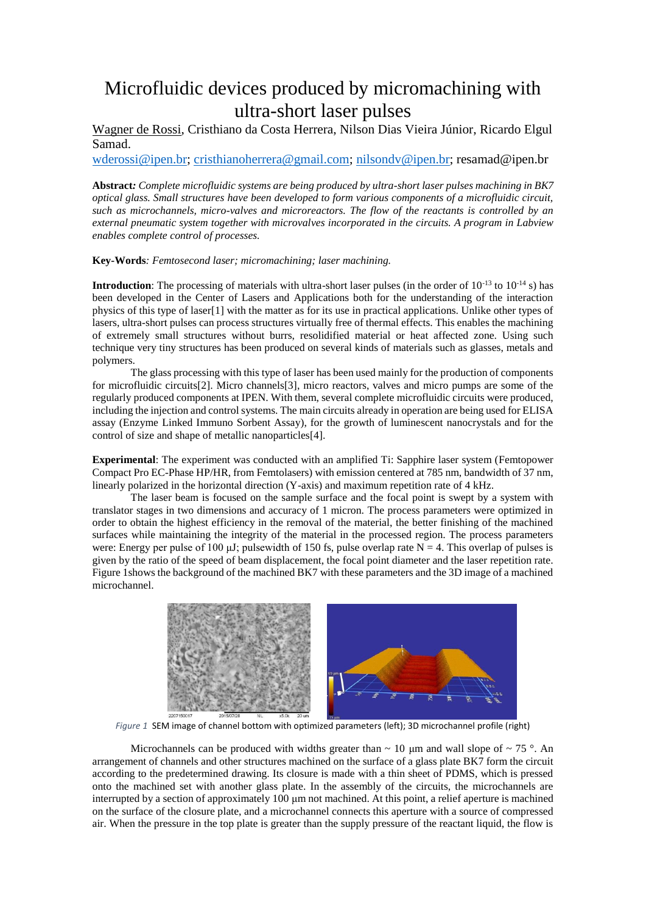# Microfluidic devices produced by micromachining with ultra-short laser pulses

Wagner de Rossi, Cristhiano da Costa Herrera, Nilson Dias Vieira Júnior, Ricardo Elgul Samad.

wderossi@ipen.br; cristhianoherrera@gmail.com; nilsondv@ipen.br; resamad@ipen.br

**Abstract***: Complete microfluidic systems are being produced by ultra-short laser pulses machining in BK7 optical glass. Small structures have been developed to form various components of a microfluidic circuit, such as microchannels, micro-valves and microreactors. The flow of the reactants is controlled by an external pneumatic system together with microvalves incorporated in the circuits. A program in Labview enables complete control of processes.*

**Key-Words***: Femtosecond laser; micromachining; laser machining.*

**Introduction**: The processing of materials with ultra-short laser pulses (in the order of $10^{-13}$ to $10^{-14}$ s) has been developed in the Center of Lasers and Applications both for the understanding of the interaction physics of this type of laser[1] with the matter as for its use in practical applications. Unlike other types of lasers, ultra-short pulses can process structures virtually free of thermal effects. This enables the machining of extremely small structures without burrs, resolidified material or heat affected zone. Using such technique very tiny structures has been produced on several kinds of materials such as glasses, metals and polymers.

The glass processing with this type of laser has been used mainly for the production of components for microfluidic circuits[2]. Micro channels[3], micro reactors, valves and micro pumps are some of the regularly produced components at IPEN. With them, several complete microfluidic circuits were produced, including the injection and control systems. The main circuits already in operation are being used for ELISA assay (Enzyme Linked Immuno Sorbent Assay), for the growth of luminescent nanocrystals and for the control of size and shape of metallic nanoparticles[4].

**Experimental**: The experiment was conducted with an amplified Ti: Sapphire laser system (Femtopower Compact Pro EC-Phase HP/HR, from Femtolasers) with emission centered at 785 nm, bandwidth of 37 nm, linearly polarized in the horizontal direction (Y-axis) and maximum repetition rate of 4 kHz.

The laser beam is focused on the sample surface and the focal point is swept by a system with translator stages in two dimensions and accuracy of 1 micron. The process parameters were optimized in order to obtain the highest efficiency in the removal of the material, the better finishing of the machined surfaces while maintaining the integrity of the material in the processed region. The process parameters were: Energy per pulse of 100 μJ; pulsewidth of 150 fs, pulse overlap rate N = 4. This overlap of pulses is given by the ratio of the speed of beam displacement, the focal point diameter and the laser repetition rate. Figure 1shows the background of the machined BK7 with these parameters and the 3D image of a machined microchannel.

*Figure 1* SEM image of channel bottom with optimized parameters (left); 3D microchannel profile (right)

Microchannels can be produced with widths greater than ~ 10 μm and wall slope of ~ 75 °. An arrangement of channels and other structures machined on the surface of a glass plate BK7 form the circuit according to the predetermined drawing. Its closure is made with a thin sheet of PDMS, which is pressed onto the machined set with another glass plate. In the assembly of the circuits, the microchannels are interrupted by a section of approximately 100 μm not machined. At this point, a relief aperture is machined on the surface of the closure plate, and a microchannel connects this aperture with a source of compressed air. When the pressure in the top plate is greater than the supply pressure of the reactant liquid, the flow is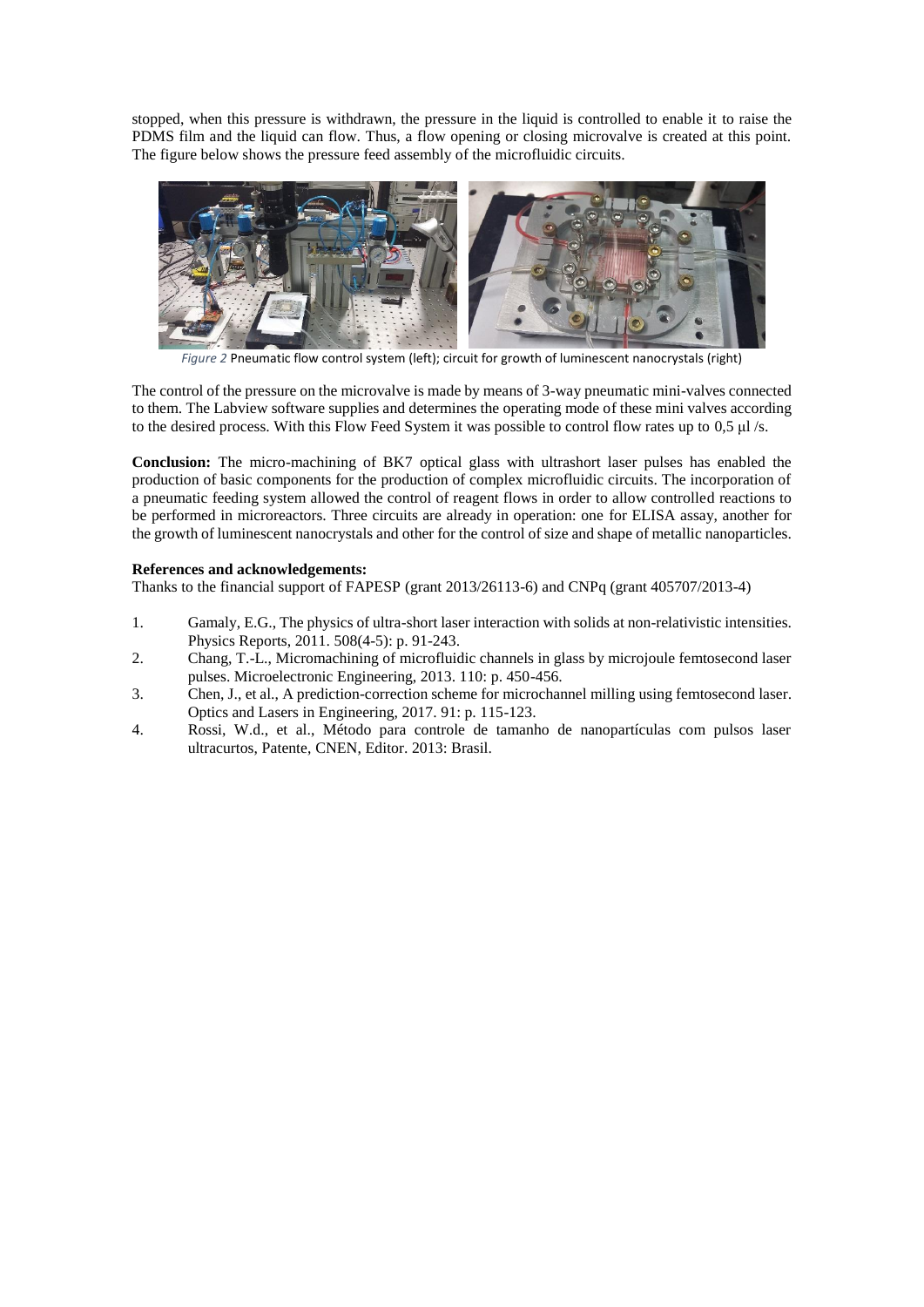stopped, when this pressure is withdrawn, the pressure in the liquid is controlled to enable it to raise the PDMS film and the liquid can flow. Thus, a flow opening or closing microvalve is created at this point. The figure below shows the pressure feed assembly of the microfluidic circuits.

*Figure 2* Pneumatic flow control system (left); circuit for growth of luminescent nanocrystals (right)

The control of the pressure on the microvalve is made by means of 3-way pneumatic mini-valves connected to them. The Labview software supplies and determines the operating mode of these mini valves according to the desired process. With this Flow Feed System it was possible to control flow rates up to 0,5 μl /s.

**Conclusion:** The micro-machining of BK7 optical glass with ultrashort laser pulses has enabled the production of basic components for the production of complex microfluidic circuits. The incorporation of a pneumatic feeding system allowed the control of reagent flows in order to allow controlled reactions to be performed in microreactors. Three circuits are already in operation: one for ELISA assay, another for the growth of luminescent nanocrystals and other for the control of size and shape of metallic nanoparticles.

**References and acknowledgements:**

Thanks to the financial support of FAPESP (grant 2013/26113-6) and CNPq (grant 405707/2013-4)

1. Gamaly, E.G., The physics of ultra-short laser interaction with solids at non-relativistic intensities. Physics Reports, 2011. 508(4-5): p. 91-243.
2. Chang, T.-L., Micromachining of microfluidic channels in glass by microjoule femtosecond laser pulses. Microelectronic Engineering, 2013. 110: p. 450-456.
3. Chen, J., et al., A prediction-correction scheme for microchannel milling using femtosecond laser. Optics and Lasers in Engineering, 2017. 91: p. 115-123.
4. Rossi, W.d., et al., Método para controle de tamanho de nanopartículas com pulsos laser ultracurtos, Patente, CNEN, Editor. 2013: Brasil.